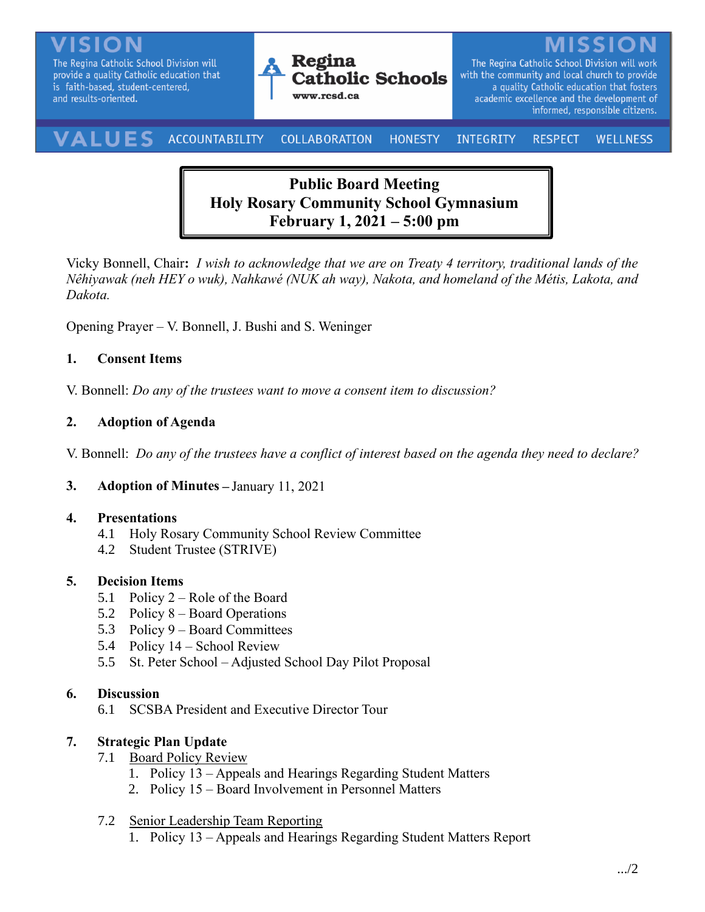**VISION**
The Regina Catholic School Division will provide a quality Catholic education that is faith-based, student-centered, and results-oriented.

**Regina Catholic Schools**
www.rcsd.ca

**MISSION**
The Regina Catholic School Division will work with the community and local church to provide a quality Catholic education that fosters academic excellence and the development of informed, responsible citizens.

**VALUES** ACCOUNTABILITY COLLABORATION HONESTY INTEGRITY RESPECT WELLNESS

# Public Board Meeting
# Holy Rosary Community School Gymnasium
# February 1, 2021 – 5:00 pm

Vicky Bonnell, Chair**:** *I wish to acknowledge that we are on Treaty 4 territory, traditional lands of the Nêhiyawak (neh HEY o wuk), Nahkawé (NUK ah way), Nakota, and homeland of the Métis, Lakota, and Dakota.*

Opening Prayer – V. Bonnell, J. Bushi and S. Weninger

**1. Consent Items**

V. Bonnell: *Do any of the trustees want to move a consent item to discussion?*

**2. Adoption of Agenda**

V. Bonnell: *Do any of the trustees have a conflict of interest based on the agenda they need to declare?*

**3. Adoption of Minutes –** January 11, 2021

**4. Presentations**
- 4.1 Holy Rosary Community School Review Committee
- 4.2 Student Trustee (STRIVE)

**5. Decision Items**
- 5.1 Policy 2 – Role of the Board
- 5.2 Policy 8 – Board Operations
- 5.3 Policy 9 – Board Committees
- 5.4 Policy 14 – School Review
- 5.5 St. Peter School – Adjusted School Day Pilot Proposal

**6. Discussion**
- 6.1 SCSBA President and Executive Director Tour

**7. Strategic Plan Update**
- 7.1 <u>Board Policy Review</u>
  1. Policy 13 – Appeals and Hearings Regarding Student Matters
  2. Policy 15 – Board Involvement in Personnel Matters
- 7.2 <u>Senior Leadership Team Reporting</u>
  1. Policy 13 – Appeals and Hearings Regarding Student Matters Report

.../2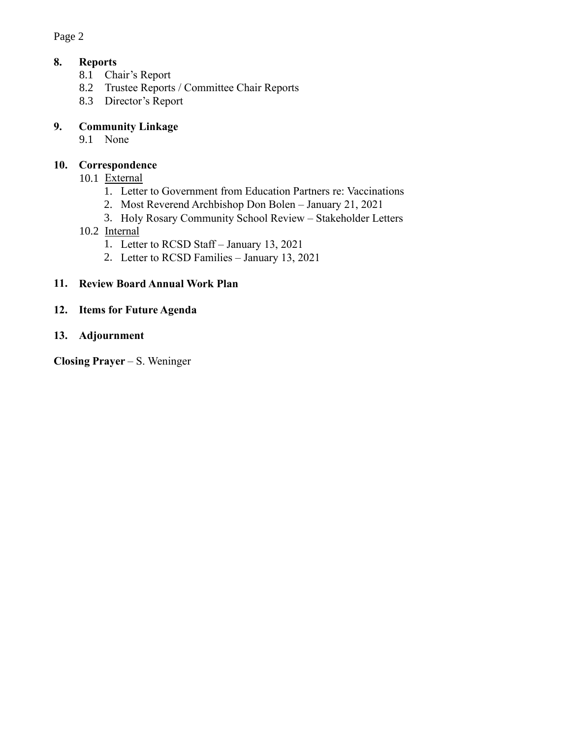**8. Reports**

- 8.1 Chair's Report
- 8.2 Trustee Reports / Committee Chair Reports
- 8.3 Director's Report

**9. Community Linkage**

- 9.1 None

**10. Correspondence**

- 10.1 <u>External</u>
  1. Letter to Government from Education Partners re: Vaccinations
  2. Most Reverend Archbishop Don Bolen – January 21, 2021
  3. Holy Rosary Community School Review – Stakeholder Letters
- 10.2 <u>Internal</u>
  1. Letter to RCSD Staff – January 13, 2021
  2. Letter to RCSD Families – January 13, 2021

**11. Review Board Annual Work Plan**

**12. Items for Future Agenda**

**13. Adjournment**

**Closing Prayer** – S. Weninger